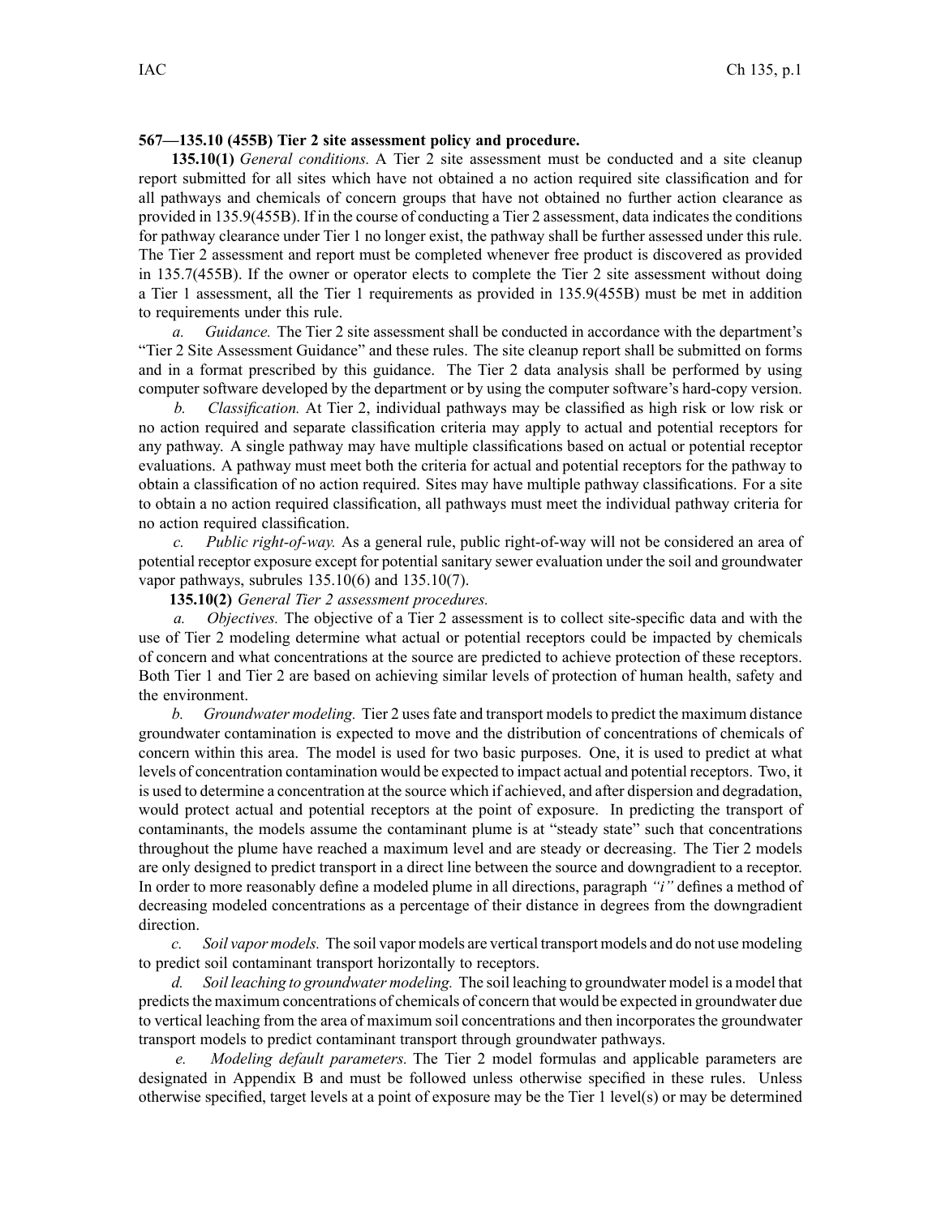**567—135.10 (455B) Tier 2 site assessment policy and procedure.**

**135.10(1)** *General conditions.* A Tier 2 site assessment must be conducted and a site cleanup report submitted for all sites which have not obtained a no action required site classification and for all pathways and chemicals of concern groups that have not obtained no further action clearance as provided in 135.9(455B). If in the course of conducting a Tier 2 assessment, data indicates the conditions for pathway clearance under Tier 1 no longer exist, the pathway shall be further assessed under this rule. The Tier 2 assessment and report must be completed whenever free product is discovered as provided in 135.7(455B). If the owner or operator elects to complete the Tier 2 site assessment without doing a Tier 1 assessment, all the Tier 1 requirements as provided in 135.9(455B) must be met in addition to requirements under this rule.

*a. Guidance.* The Tier 2 site assessment shall be conducted in accordance with the department's "Tier 2 Site Assessment Guidance" and these rules. The site cleanup report shall be submitted on forms and in a format prescribed by this guidance. The Tier 2 data analysis shall be performed by using computer software developed by the department or by using the computer software's hard-copy version.

*b. Classification.* At Tier 2, individual pathways may be classified as high risk or low risk or no action required and separate classification criteria may apply to actual and potential receptors for any pathway. A single pathway may have multiple classifications based on actual or potential receptor evaluations. A pathway must meet both the criteria for actual and potential receptors for the pathway to obtain a classification of no action required. Sites may have multiple pathway classifications. For a site to obtain a no action required classification, all pathways must meet the individual pathway criteria for no action required classification.

*c. Public right-of-way.* As a general rule, public right-of-way will not be considered an area of potential receptor exposure except for potential sanitary sewer evaluation under the soil and groundwater vapor pathways, subrules 135.10(6) and 135.10(7).

**135.10(2)** *General Tier 2 assessment procedures.*

*a. Objectives.* The objective of a Tier 2 assessment is to collect site-specific data and with the use of Tier 2 modeling determine what actual or potential receptors could be impacted by chemicals of concern and what concentrations at the source are predicted to achieve protection of these receptors. Both Tier 1 and Tier 2 are based on achieving similar levels of protection of human health, safety and the environment.

*b. Groundwater modeling.* Tier 2 uses fate and transport models to predict the maximum distance groundwater contamination is expected to move and the distribution of concentrations of chemicals of concern within this area. The model is used for two basic purposes. One, it is used to predict at what levels of concentration contamination would be expected to impact actual and potential receptors. Two, it is used to determine a concentration at the source which if achieved, and after dispersion and degradation, would protect actual and potential receptors at the point of exposure. In predicting the transport of contaminants, the models assume the contaminant plume is at "steady state" such that concentrations throughout the plume have reached a maximum level and are steady or decreasing. The Tier 2 models are only designed to predict transport in a direct line between the source and downgradient to a receptor. In order to more reasonably define a modeled plume in all directions, paragraph *"i"* defines a method of decreasing modeled concentrations as a percentage of their distance in degrees from the downgradient direction.

*c. Soil vapor models.* The soil vapor models are vertical transport models and do not use modeling to predict soil contaminant transport horizontally to receptors.

*d. Soil leaching to groundwater modeling.* The soil leaching to groundwater model is a model that predicts the maximum concentrations of chemicals of concern that would be expected in groundwater due to vertical leaching from the area of maximum soil concentrations and then incorporates the groundwater transport models to predict contaminant transport through groundwater pathways.

*e. Modeling default parameters.* The Tier 2 model formulas and applicable parameters are designated in Appendix B and must be followed unless otherwise specified in these rules. Unless otherwise specified, target levels at a point of exposure may be the Tier 1 level(s) or may be determined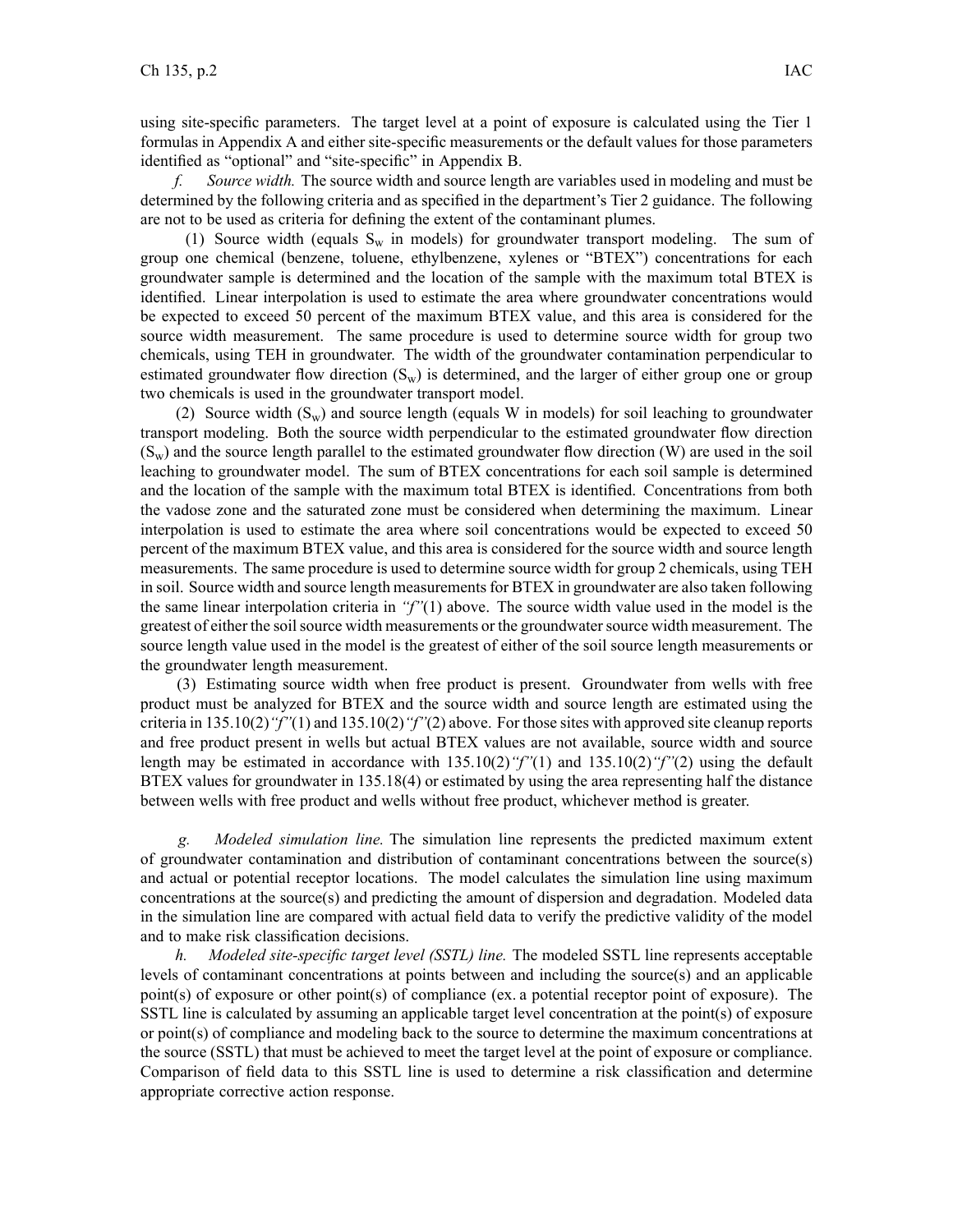using site-specific parameters. The target level at a point of exposure is calculated using the Tier 1 formulas in Appendix A and either site-specific measurements or the default values for those parameters identified as "optional" and "site-specific" in Appendix B.

*f. Source width.* The source width and source length are variables used in modeling and must be determined by the following criteria and as specified in the department's Tier 2 guidance. The following are not to be used as criteria for defining the extent of the contaminant plumes.

(1) Source width (equals $S_w$ in models) for groundwater transport modeling. The sum of group one chemical (benzene, toluene, ethylbenzene, xylenes or "BTEX") concentrations for each groundwater sample is determined and the location of the sample with the maximum total BTEX is identified. Linear interpolation is used to estimate the area where groundwater concentrations would be expected to exceed 50 percent of the maximum BTEX value, and this area is considered for the source width measurement. The same procedure is used to determine source width for group two chemicals, using TEH in groundwater. The width of the groundwater contamination perpendicular to estimated groundwater flow direction ($S_w$) is determined, and the larger of either group one or group two chemicals is used in the groundwater transport model.

(2) Source width ($S_w$) and source length (equals W in models) for soil leaching to groundwater transport modeling. Both the source width perpendicular to the estimated groundwater flow direction ($S_w$) and the source length parallel to the estimated groundwater flow direction (W) are used in the soil leaching to groundwater model. The sum of BTEX concentrations for each soil sample is determined and the location of the sample with the maximum total BTEX is identified. Concentrations from both the vadose zone and the saturated zone must be considered when determining the maximum. Linear interpolation is used to estimate the area where soil concentrations would be expected to exceed 50 percent of the maximum BTEX value, and this area is considered for the source width and source length measurements. The same procedure is used to determine source width for group 2 chemicals, using TEH in soil. Source width and source length measurements for BTEX in groundwater are also taken following the same linear interpolation criteria in *"f"*(1) above. The source width value used in the model is the greatest of either the soil source width measurements or the groundwater source width measurement. The source length value used in the model is the greatest of either of the soil source length measurements or the groundwater length measurement.

(3) Estimating source width when free product is present. Groundwater from wells with free product must be analyzed for BTEX and the source width and source length are estimated using the criteria in 135.10(2)*"f"*(1) and 135.10(2)*"f"*(2) above. For those sites with approved site cleanup reports and free product present in wells but actual BTEX values are not available, source width and source length may be estimated in accordance with 135.10(2)*"f"*(1) and 135.10(2)*"f"*(2) using the default BTEX values for groundwater in 135.18(4) or estimated by using the area representing half the distance between wells with free product and wells without free product, whichever method is greater.

*g. Modeled simulation line.* The simulation line represents the predicted maximum extent of groundwater contamination and distribution of contaminant concentrations between the source(s) and actual or potential receptor locations. The model calculates the simulation line using maximum concentrations at the source(s) and predicting the amount of dispersion and degradation. Modeled data in the simulation line are compared with actual field data to verify the predictive validity of the model and to make risk classification decisions.

*h. Modeled site-specific target level (SSTL) line.* The modeled SSTL line represents acceptable levels of contaminant concentrations at points between and including the source(s) and an applicable point(s) of exposure or other point(s) of compliance (ex. a potential receptor point of exposure). The SSTL line is calculated by assuming an applicable target level concentration at the point(s) of exposure or point(s) of compliance and modeling back to the source to determine the maximum concentrations at the source (SSTL) that must be achieved to meet the target level at the point of exposure or compliance. Comparison of field data to this SSTL line is used to determine a risk classification and determine appropriate corrective action response.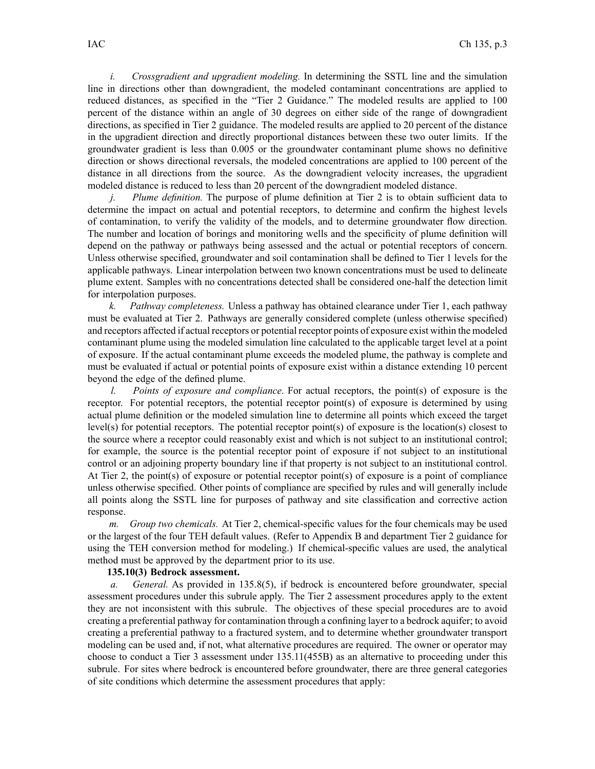*i. Crossgradient and upgradient modeling.* In determining the SSTL line and the simulation line in directions other than downgradient, the modeled contaminant concentrations are applied to reduced distances, as specified in the "Tier 2 Guidance." The modeled results are applied to 100 percent of the distance within an angle of 30 degrees on either side of the range of downgradient directions, as specified in Tier 2 guidance. The modeled results are applied to 20 percent of the distance in the upgradient direction and directly proportional distances between these two outer limits. If the groundwater gradient is less than 0.005 or the groundwater contaminant plume shows no definitive direction or shows directional reversals, the modeled concentrations are applied to 100 percent of the distance in all directions from the source. As the downgradient velocity increases, the upgradient modeled distance is reduced to less than 20 percent of the downgradient modeled distance.

*j. Plume definition.* The purpose of plume definition at Tier 2 is to obtain sufficient data to determine the impact on actual and potential receptors, to determine and confirm the highest levels of contamination, to verify the validity of the models, and to determine groundwater flow direction. The number and location of borings and monitoring wells and the specificity of plume definition will depend on the pathway or pathways being assessed and the actual or potential receptors of concern. Unless otherwise specified, groundwater and soil contamination shall be defined to Tier 1 levels for the applicable pathways. Linear interpolation between two known concentrations must be used to delineate plume extent. Samples with no concentrations detected shall be considered one-half the detection limit for interpolation purposes.

*k. Pathway completeness.* Unless a pathway has obtained clearance under Tier 1, each pathway must be evaluated at Tier 2. Pathways are generally considered complete (unless otherwise specified) and receptors affected if actual receptors or potential receptor points of exposure exist within the modeled contaminant plume using the modeled simulation line calculated to the applicable target level at a point of exposure. If the actual contaminant plume exceeds the modeled plume, the pathway is complete and must be evaluated if actual or potential points of exposure exist within a distance extending 10 percent beyond the edge of the defined plume.

*l. Points of exposure and compliance.* For actual receptors, the point(s) of exposure is the receptor. For potential receptors, the potential receptor point(s) of exposure is determined by using actual plume definition or the modeled simulation line to determine all points which exceed the target level(s) for potential receptors. The potential receptor point(s) of exposure is the location(s) closest to the source where a receptor could reasonably exist and which is not subject to an institutional control; for example, the source is the potential receptor point of exposure if not subject to an institutional control or an adjoining property boundary line if that property is not subject to an institutional control. At Tier 2, the point(s) of exposure or potential receptor point(s) of exposure is a point of compliance unless otherwise specified. Other points of compliance are specified by rules and will generally include all points along the SSTL line for purposes of pathway and site classification and corrective action response.

*m. Group two chemicals.* At Tier 2, chemical-specific values for the four chemicals may be used or the largest of the four TEH default values. (Refer to Appendix B and department Tier 2 guidance for using the TEH conversion method for modeling.) If chemical-specific values are used, the analytical method must be approved by the department prior to use.

**135.10(3) Bedrock assessment.**

*a. General.* As provided in 135.8(5), if bedrock is encountered before groundwater, special assessment procedures under this subrule apply. The Tier 2 assessment procedures apply to the extent they are not inconsistent with this subrule. The objectives of these special procedures are to avoid creating a preferential pathway for contamination through a confining layer to a bedrock aquifer; to avoid creating a preferential pathway to a fractured system, and to determine whether groundwater transport modeling can be used and, if not, what alternative procedures are required. The owner or operator may choose to conduct a Tier 3 assessment under 135.11(455B) as an alternative to proceeding under this subrule. For sites where bedrock is encountered before groundwater, there are three general categories of site conditions which determine the assessment procedures that apply: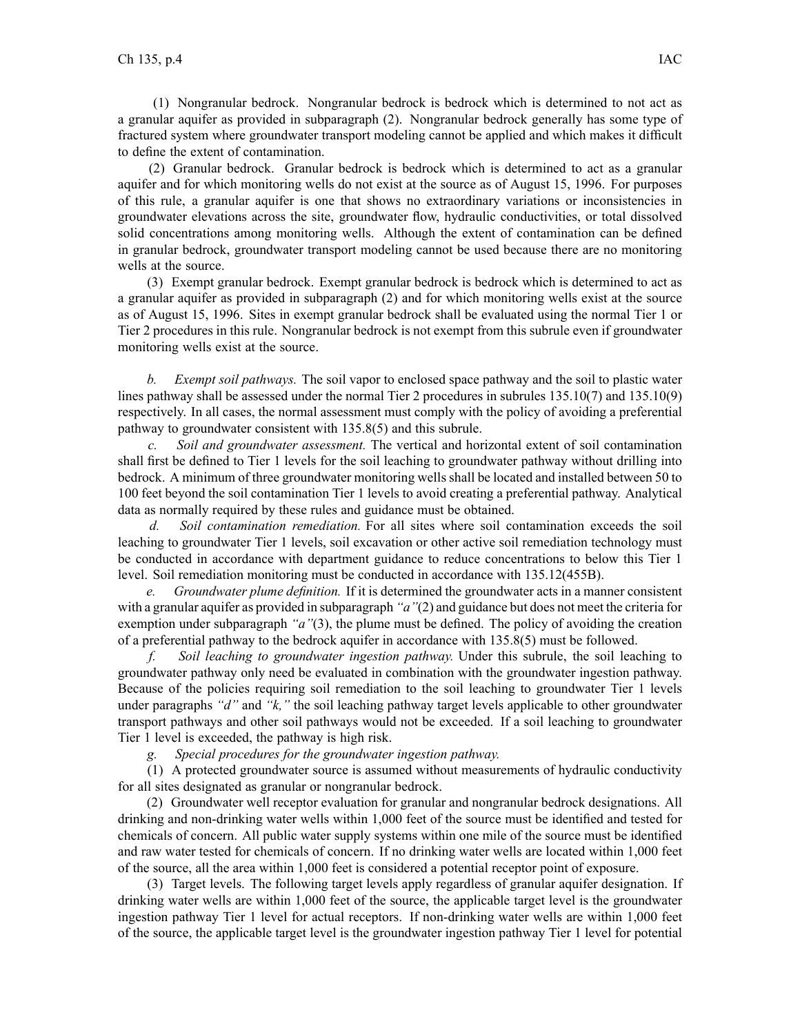(1) Nongranular bedrock. Nongranular bedrock is bedrock which is determined to not act as a granular aquifer as provided in subparagraph (2). Nongranular bedrock generally has some type of fractured system where groundwater transport modeling cannot be applied and which makes it difficult to define the extent of contamination.

(2) Granular bedrock. Granular bedrock is bedrock which is determined to act as a granular aquifer and for which monitoring wells do not exist at the source as of August 15, 1996. For purposes of this rule, a granular aquifer is one that shows no extraordinary variations or inconsistencies in groundwater elevations across the site, groundwater flow, hydraulic conductivities, or total dissolved solid concentrations among monitoring wells. Although the extent of contamination can be defined in granular bedrock, groundwater transport modeling cannot be used because there are no monitoring wells at the source.

(3) Exempt granular bedrock. Exempt granular bedrock is bedrock which is determined to act as a granular aquifer as provided in subparagraph (2) and for which monitoring wells exist at the source as of August 15, 1996. Sites in exempt granular bedrock shall be evaluated using the normal Tier 1 or Tier 2 procedures in this rule. Nongranular bedrock is not exempt from this subrule even if groundwater monitoring wells exist at the source.

*b. Exempt soil pathways.* The soil vapor to enclosed space pathway and the soil to plastic water lines pathway shall be assessed under the normal Tier 2 procedures in subrules 135.10(7) and 135.10(9) respectively. In all cases, the normal assessment must comply with the policy of avoiding a preferential pathway to groundwater consistent with 135.8(5) and this subrule.

*c. Soil and groundwater assessment.* The vertical and horizontal extent of soil contamination shall first be defined to Tier 1 levels for the soil leaching to groundwater pathway without drilling into bedrock. A minimum of three groundwater monitoring wells shall be located and installed between 50 to 100 feet beyond the soil contamination Tier 1 levels to avoid creating a preferential pathway. Analytical data as normally required by these rules and guidance must be obtained.

*d. Soil contamination remediation.* For all sites where soil contamination exceeds the soil leaching to groundwater Tier 1 levels, soil excavation or other active soil remediation technology must be conducted in accordance with department guidance to reduce concentrations to below this Tier 1 level. Soil remediation monitoring must be conducted in accordance with 135.12(455B).

*e. Groundwater plume definition.* If it is determined the groundwater acts in a manner consistent with a granular aquifer as provided in subparagraph *"a"*(2) and guidance but does not meet the criteria for exemption under subparagraph *"a"*(3), the plume must be defined. The policy of avoiding the creation of a preferential pathway to the bedrock aquifer in accordance with 135.8(5) must be followed.

*f. Soil leaching to groundwater ingestion pathway.* Under this subrule, the soil leaching to groundwater pathway only need be evaluated in combination with the groundwater ingestion pathway. Because of the policies requiring soil remediation to the soil leaching to groundwater Tier 1 levels under paragraphs *"d"* and *"k,"* the soil leaching pathway target levels applicable to other groundwater transport pathways and other soil pathways would not be exceeded. If a soil leaching to groundwater Tier 1 level is exceeded, the pathway is high risk.

*g. Special procedures for the groundwater ingestion pathway.*

(1) A protected groundwater source is assumed without measurements of hydraulic conductivity for all sites designated as granular or nongranular bedrock.

(2) Groundwater well receptor evaluation for granular and nongranular bedrock designations. All drinking and non-drinking water wells within 1,000 feet of the source must be identified and tested for chemicals of concern. All public water supply systems within one mile of the source must be identified and raw water tested for chemicals of concern. If no drinking water wells are located within 1,000 feet of the source, all the area within 1,000 feet is considered a potential receptor point of exposure.

(3) Target levels. The following target levels apply regardless of granular aquifer designation. If drinking water wells are within 1,000 feet of the source, the applicable target level is the groundwater ingestion pathway Tier 1 level for actual receptors. If non-drinking water wells are within 1,000 feet of the source, the applicable target level is the groundwater ingestion pathway Tier 1 level for potential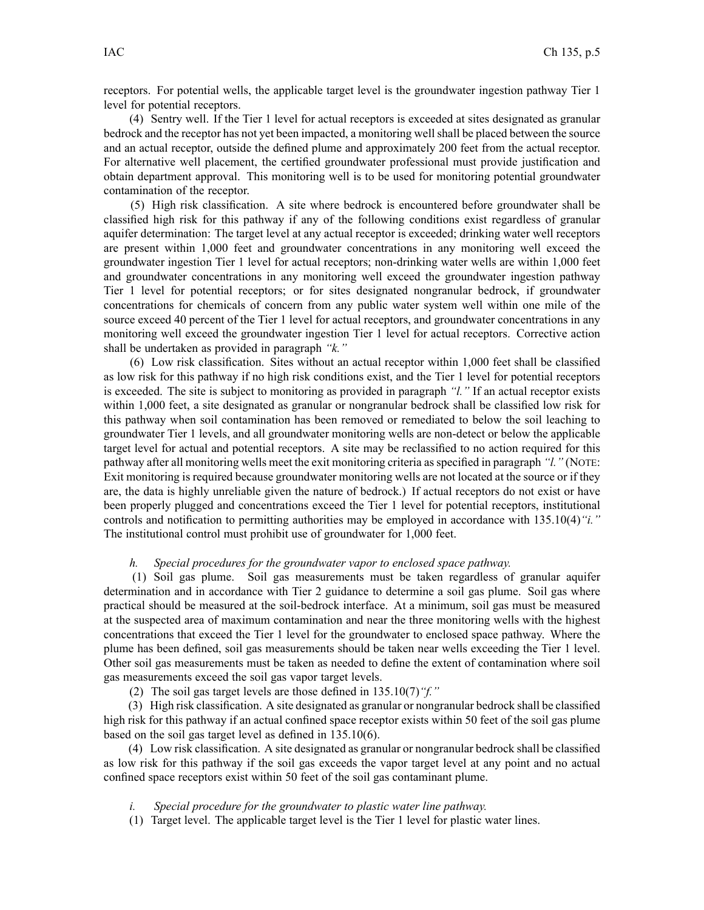receptors. For potential wells, the applicable target level is the groundwater ingestion pathway Tier 1 level for potential receptors.

(4) Sentry well. If the Tier 1 level for actual receptors is exceeded at sites designated as granular bedrock and the receptor has not yet been impacted, a monitoring well shall be placed between the source and an actual receptor, outside the defined plume and approximately 200 feet from the actual receptor. For alternative well placement, the certified groundwater professional must provide justification and obtain department approval. This monitoring well is to be used for monitoring potential groundwater contamination of the receptor.

(5) High risk classification. A site where bedrock is encountered before groundwater shall be classified high risk for this pathway if any of the following conditions exist regardless of granular aquifer determination: The target level at any actual receptor is exceeded; drinking water well receptors are present within 1,000 feet and groundwater concentrations in any monitoring well exceed the groundwater ingestion Tier 1 level for actual receptors; non-drinking water wells are within 1,000 feet and groundwater concentrations in any monitoring well exceed the groundwater ingestion pathway Tier 1 level for potential receptors; or for sites designated nongranular bedrock, if groundwater concentrations for chemicals of concern from any public water system well within one mile of the source exceed 40 percent of the Tier 1 level for actual receptors, and groundwater concentrations in any monitoring well exceed the groundwater ingestion Tier 1 level for actual receptors. Corrective action shall be undertaken as provided in paragraph *"k."*

(6) Low risk classification. Sites without an actual receptor within 1,000 feet shall be classified as low risk for this pathway if no high risk conditions exist, and the Tier 1 level for potential receptors is exceeded. The site is subject to monitoring as provided in paragraph *"l."* If an actual receptor exists within 1,000 feet, a site designated as granular or nongranular bedrock shall be classified low risk for this pathway when soil contamination has been removed or remediated to below the soil leaching to groundwater Tier 1 levels, and all groundwater monitoring wells are non-detect or below the applicable target level for actual and potential receptors. A site may be reclassified to no action required for this pathway after all monitoring wells meet the exit monitoring criteria as specified in paragraph *"l."* (NOTE: Exit monitoring is required because groundwater monitoring wells are not located at the source or if they are, the data is highly unreliable given the nature of bedrock.) If actual receptors do not exist or have been properly plugged and concentrations exceed the Tier 1 level for potential receptors, institutional controls and notification to permitting authorities may be employed in accordance with 135.10(4)*"i."* The institutional control must prohibit use of groundwater for 1,000 feet.

*h. Special procedures for the groundwater vapor to enclosed space pathway.*

(1) Soil gas plume. Soil gas measurements must be taken regardless of granular aquifer determination and in accordance with Tier 2 guidance to determine a soil gas plume. Soil gas where practical should be measured at the soil-bedrock interface. At a minimum, soil gas must be measured at the suspected area of maximum contamination and near the three monitoring wells with the highest concentrations that exceed the Tier 1 level for the groundwater to enclosed space pathway. Where the plume has been defined, soil gas measurements should be taken near wells exceeding the Tier 1 level. Other soil gas measurements must be taken as needed to define the extent of contamination where soil gas measurements exceed the soil gas vapor target levels.

(2) The soil gas target levels are those defined in 135.10(7)*"f."*

(3) High risk classification. A site designated as granular or nongranular bedrock shall be classified high risk for this pathway if an actual confined space receptor exists within 50 feet of the soil gas plume based on the soil gas target level as defined in 135.10(6).

(4) Low risk classification. A site designated as granular or nongranular bedrock shall be classified as low risk for this pathway if the soil gas exceeds the vapor target level at any point and no actual confined space receptors exist within 50 feet of the soil gas contaminant plume.

*i. Special procedure for the groundwater to plastic water line pathway.*

(1) Target level. The applicable target level is the Tier 1 level for plastic water lines.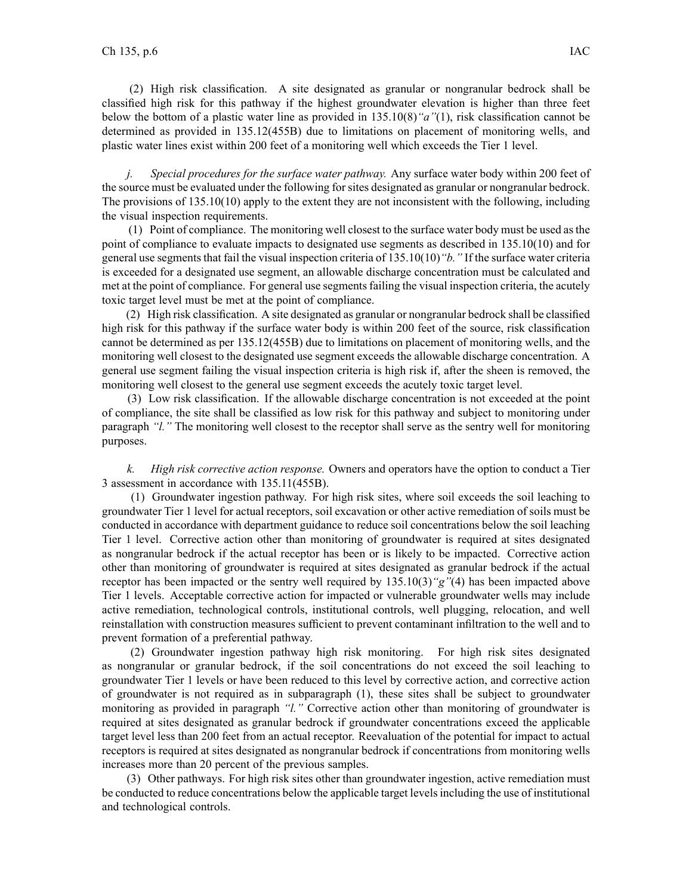(2) High risk classification. A site designated as granular or nongranular bedrock shall be classified high risk for this pathway if the highest groundwater elevation is higher than three feet below the bottom of a plastic water line as provided in 135.10(8)*"a"*(1), risk classification cannot be determined as provided in 135.12(455B) due to limitations on placement of monitoring wells, and plastic water lines exist within 200 feet of a monitoring well which exceeds the Tier 1 level.

*j. Special procedures for the surface water pathway.* Any surface water body within 200 feet of the source must be evaluated under the following for sites designated as granular or nongranular bedrock. The provisions of 135.10(10) apply to the extent they are not inconsistent with the following, including the visual inspection requirements.

(1) Point of compliance. The monitoring well closest to the surface water body must be used as the point of compliance to evaluate impacts to designated use segments as described in 135.10(10) and for general use segments that fail the visual inspection criteria of 135.10(10)*"b."* If the surface water criteria is exceeded for a designated use segment, an allowable discharge concentration must be calculated and met at the point of compliance. For general use segments failing the visual inspection criteria, the acutely toxic target level must be met at the point of compliance.

(2) High risk classification. A site designated as granular or nongranular bedrock shall be classified high risk for this pathway if the surface water body is within 200 feet of the source, risk classification cannot be determined as per 135.12(455B) due to limitations on placement of monitoring wells, and the monitoring well closest to the designated use segment exceeds the allowable discharge concentration. A general use segment failing the visual inspection criteria is high risk if, after the sheen is removed, the monitoring well closest to the general use segment exceeds the acutely toxic target level.

(3) Low risk classification. If the allowable discharge concentration is not exceeded at the point of compliance, the site shall be classified as low risk for this pathway and subject to monitoring under paragraph *"l."* The monitoring well closest to the receptor shall serve as the sentry well for monitoring purposes.

*k. High risk corrective action response.* Owners and operators have the option to conduct a Tier 3 assessment in accordance with 135.11(455B).

(1) Groundwater ingestion pathway. For high risk sites, where soil exceeds the soil leaching to groundwater Tier 1 level for actual receptors, soil excavation or other active remediation of soils must be conducted in accordance with department guidance to reduce soil concentrations below the soil leaching Tier 1 level. Corrective action other than monitoring of groundwater is required at sites designated as nongranular bedrock if the actual receptor has been or is likely to be impacted. Corrective action other than monitoring of groundwater is required at sites designated as granular bedrock if the actual receptor has been impacted or the sentry well required by 135.10(3)*"g"*(4) has been impacted above Tier 1 levels. Acceptable corrective action for impacted or vulnerable groundwater wells may include active remediation, technological controls, institutional controls, well plugging, relocation, and well reinstallation with construction measures sufficient to prevent contaminant infiltration to the well and to prevent formation of a preferential pathway.

(2) Groundwater ingestion pathway high risk monitoring. For high risk sites designated as nongranular or granular bedrock, if the soil concentrations do not exceed the soil leaching to groundwater Tier 1 levels or have been reduced to this level by corrective action, and corrective action of groundwater is not required as in subparagraph (1), these sites shall be subject to groundwater monitoring as provided in paragraph *"l."* Corrective action other than monitoring of groundwater is required at sites designated as granular bedrock if groundwater concentrations exceed the applicable target level less than 200 feet from an actual receptor. Reevaluation of the potential for impact to actual receptors is required at sites designated as nongranular bedrock if concentrations from monitoring wells increases more than 20 percent of the previous samples.

(3) Other pathways. For high risk sites other than groundwater ingestion, active remediation must be conducted to reduce concentrations below the applicable target levels including the use of institutional and technological controls.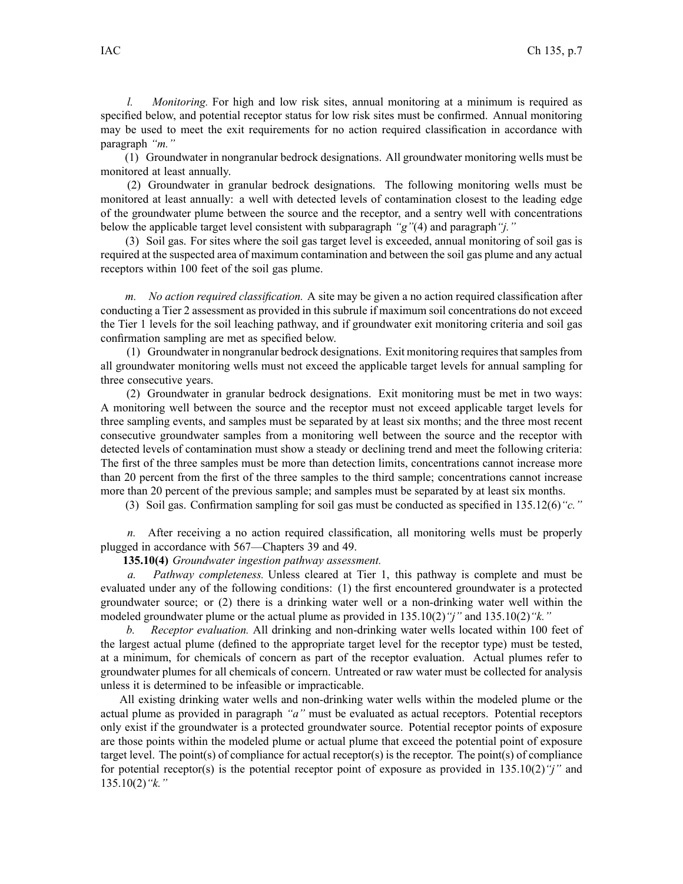*l. Monitoring.* For high and low risk sites, annual monitoring at a minimum is required as specified below, and potential receptor status for low risk sites must be confirmed. Annual monitoring may be used to meet the exit requirements for no action required classification in accordance with paragraph *"m."*

(1) Groundwater in nongranular bedrock designations. All groundwater monitoring wells must be monitored at least annually.

(2) Groundwater in granular bedrock designations. The following monitoring wells must be monitored at least annually: a well with detected levels of contamination closest to the leading edge of the groundwater plume between the source and the receptor, and a sentry well with concentrations below the applicable target level consistent with subparagraph *"g"*(4) and paragraph *"j."*

(3) Soil gas. For sites where the soil gas target level is exceeded, annual monitoring of soil gas is required at the suspected area of maximum contamination and between the soil gas plume and any actual receptors within 100 feet of the soil gas plume.

*m. No action required classification.* A site may be given a no action required classification after conducting a Tier 2 assessment as provided in this subrule if maximum soil concentrations do not exceed the Tier 1 levels for the soil leaching pathway, and if groundwater exit monitoring criteria and soil gas confirmation sampling are met as specified below.

(1) Groundwater in nongranular bedrock designations. Exit monitoring requires that samples from all groundwater monitoring wells must not exceed the applicable target levels for annual sampling for three consecutive years.

(2) Groundwater in granular bedrock designations. Exit monitoring must be met in two ways: A monitoring well between the source and the receptor must not exceed applicable target levels for three sampling events, and samples must be separated by at least six months; and the three most recent consecutive groundwater samples from a monitoring well between the source and the receptor with detected levels of contamination must show a steady or declining trend and meet the following criteria: The first of the three samples must be more than detection limits, concentrations cannot increase more than 20 percent from the first of the three samples to the third sample; concentrations cannot increase more than 20 percent of the previous sample; and samples must be separated by at least six months.

(3) Soil gas. Confirmation sampling for soil gas must be conducted as specified in 135.12(6)*"c."*

*n.* After receiving a no action required classification, all monitoring wells must be properly plugged in accordance with 567—Chapters 39 and 49.

**135.10(4)** *Groundwater ingestion pathway assessment.*

*a. Pathway completeness.* Unless cleared at Tier 1, this pathway is complete and must be evaluated under any of the following conditions: (1) the first encountered groundwater is a protected groundwater source; or (2) there is a drinking water well or a non-drinking water well within the modeled groundwater plume or the actual plume as provided in 135.10(2)*"j"* and 135.10(2)*"k."*

*b. Receptor evaluation.* All drinking and non-drinking water wells located within 100 feet of the largest actual plume (defined to the appropriate target level for the receptor type) must be tested, at a minimum, for chemicals of concern as part of the receptor evaluation. Actual plumes refer to groundwater plumes for all chemicals of concern. Untreated or raw water must be collected for analysis unless it is determined to be infeasible or impracticable.

All existing drinking water wells and non-drinking water wells within the modeled plume or the actual plume as provided in paragraph *"a"* must be evaluated as actual receptors. Potential receptors only exist if the groundwater is a protected groundwater source. Potential receptor points of exposure are those points within the modeled plume or actual plume that exceed the potential point of exposure target level. The point(s) of compliance for actual receptor(s) is the receptor. The point(s) of compliance for potential receptor(s) is the potential receptor point of exposure as provided in 135.10(2)*"j"* and 135.10(2)*"k."*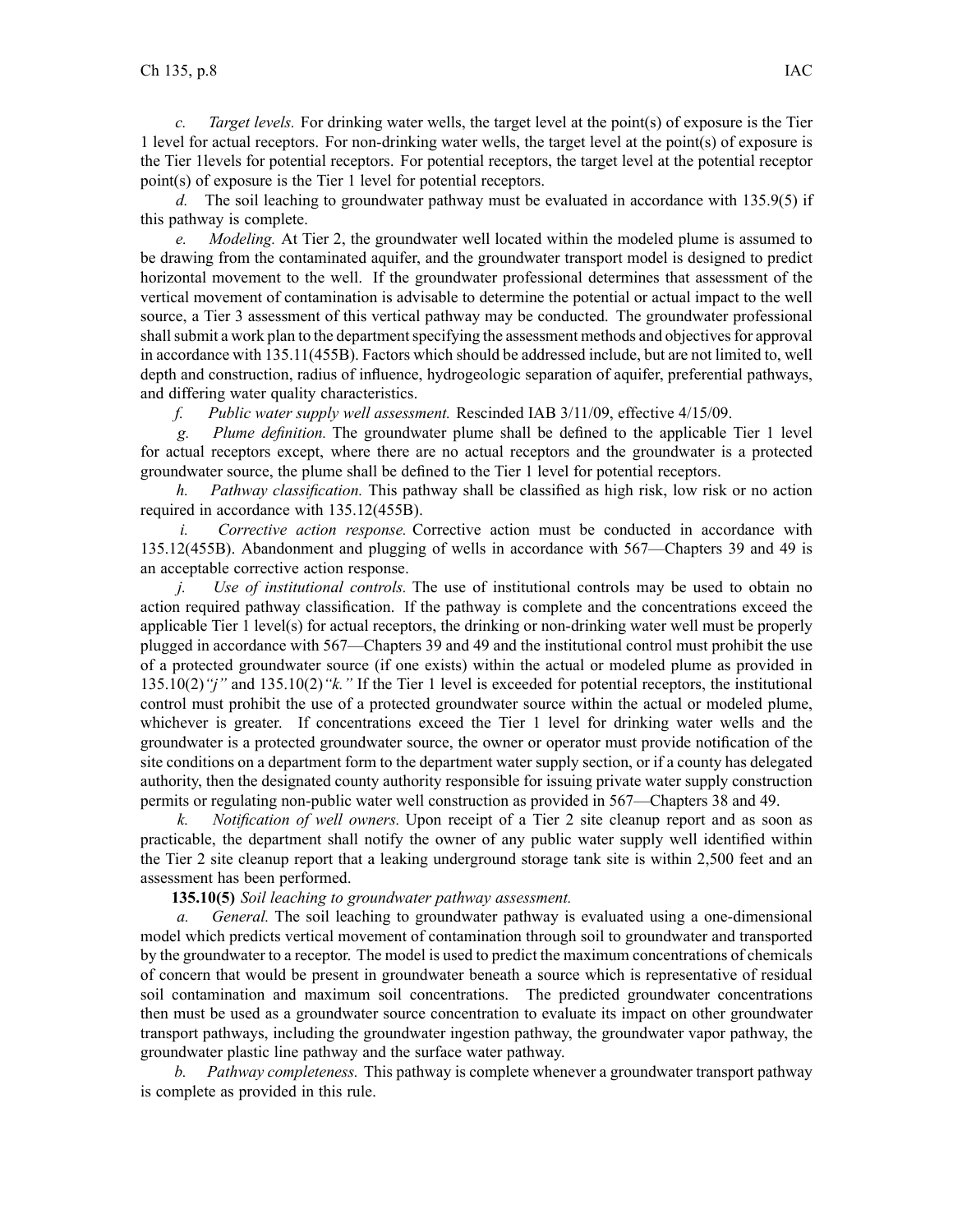*c. Target levels.* For drinking water wells, the target level at the point(s) of exposure is the Tier 1 level for actual receptors. For non-drinking water wells, the target level at the point(s) of exposure is the Tier 1levels for potential receptors. For potential receptors, the target level at the potential receptor point(s) of exposure is the Tier 1 level for potential receptors.

*d.* The soil leaching to groundwater pathway must be evaluated in accordance with 135.9(5) if this pathway is complete.

*e. Modeling.* At Tier 2, the groundwater well located within the modeled plume is assumed to be drawing from the contaminated aquifer, and the groundwater transport model is designed to predict horizontal movement to the well. If the groundwater professional determines that assessment of the vertical movement of contamination is advisable to determine the potential or actual impact to the well source, a Tier 3 assessment of this vertical pathway may be conducted. The groundwater professional shall submit a work plan to the department specifying the assessment methods and objectives for approval in accordance with 135.11(455B). Factors which should be addressed include, but are not limited to, well depth and construction, radius of influence, hydrogeologic separation of aquifer, preferential pathways, and differing water quality characteristics.

*f. Public water supply well assessment.* Rescinded IAB 3/11/09, effective 4/15/09.

*g. Plume definition.* The groundwater plume shall be defined to the applicable Tier 1 level for actual receptors except, where there are no actual receptors and the groundwater is a protected groundwater source, the plume shall be defined to the Tier 1 level for potential receptors.

*h. Pathway classification.* This pathway shall be classified as high risk, low risk or no action required in accordance with 135.12(455B).

*i. Corrective action response.* Corrective action must be conducted in accordance with 135.12(455B). Abandonment and plugging of wells in accordance with 567—Chapters 39 and 49 is an acceptable corrective action response.

*j. Use of institutional controls.* The use of institutional controls may be used to obtain no action required pathway classification. If the pathway is complete and the concentrations exceed the applicable Tier 1 level(s) for actual receptors, the drinking or non-drinking water well must be properly plugged in accordance with 567—Chapters 39 and 49 and the institutional control must prohibit the use of a protected groundwater source (if one exists) within the actual or modeled plume as provided in 135.10(2)*"j"* and 135.10(2)*"k."* If the Tier 1 level is exceeded for potential receptors, the institutional control must prohibit the use of a protected groundwater source within the actual or modeled plume, whichever is greater. If concentrations exceed the Tier 1 level for drinking water wells and the groundwater is a protected groundwater source, the owner or operator must provide notification of the site conditions on a department form to the department water supply section, or if a county has delegated authority, then the designated county authority responsible for issuing private water supply construction permits or regulating non-public water well construction as provided in 567—Chapters 38 and 49.

*k. Notification of well owners.* Upon receipt of a Tier 2 site cleanup report and as soon as practicable, the department shall notify the owner of any public water supply well identified within the Tier 2 site cleanup report that a leaking underground storage tank site is within 2,500 feet and an assessment has been performed.

**135.10(5)** *Soil leaching to groundwater pathway assessment.*

*a. General.* The soil leaching to groundwater pathway is evaluated using a one-dimensional model which predicts vertical movement of contamination through soil to groundwater and transported by the groundwater to a receptor. The model is used to predict the maximum concentrations of chemicals of concern that would be present in groundwater beneath a source which is representative of residual soil contamination and maximum soil concentrations. The predicted groundwater concentrations then must be used as a groundwater source concentration to evaluate its impact on other groundwater transport pathways, including the groundwater ingestion pathway, the groundwater vapor pathway, the groundwater plastic line pathway and the surface water pathway.

*b. Pathway completeness.* This pathway is complete whenever a groundwater transport pathway is complete as provided in this rule.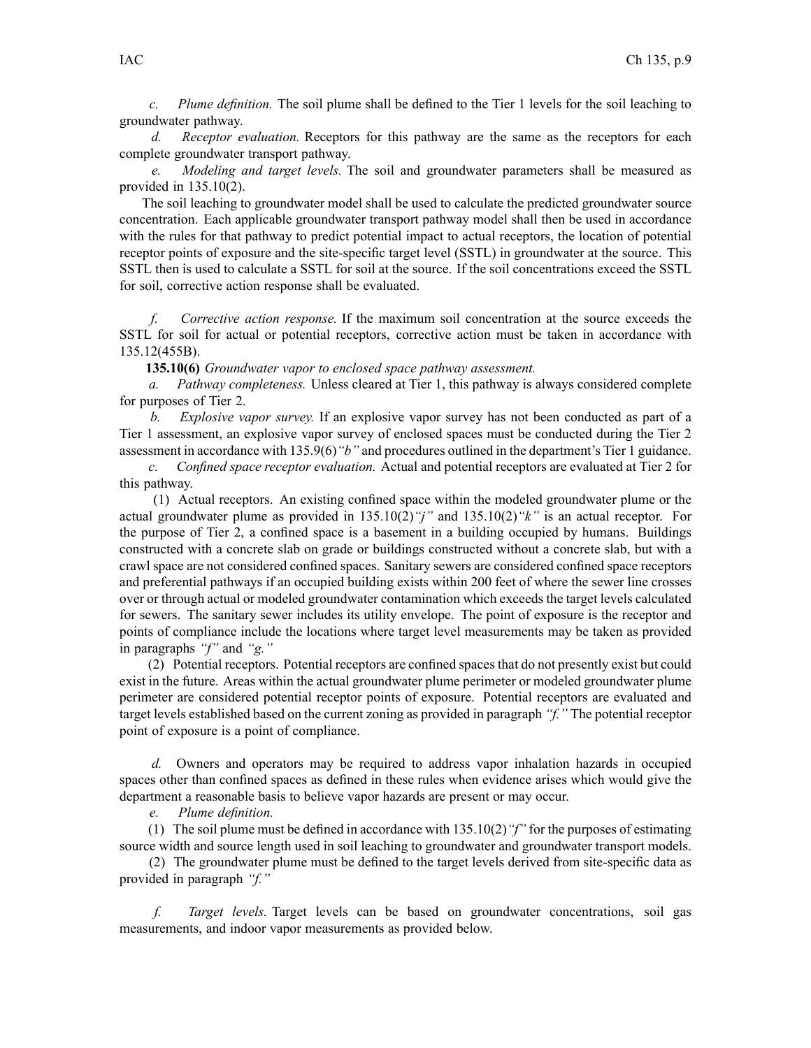*c. Plume definition.* The soil plume shall be defined to the Tier 1 levels for the soil leaching to groundwater pathway.

*d. Receptor evaluation.* Receptors for this pathway are the same as the receptors for each complete groundwater transport pathway.

*e. Modeling and target levels.* The soil and groundwater parameters shall be measured as provided in 135.10(2).

The soil leaching to groundwater model shall be used to calculate the predicted groundwater source concentration. Each applicable groundwater transport pathway model shall then be used in accordance with the rules for that pathway to predict potential impact to actual receptors, the location of potential receptor points of exposure and the site-specific target level (SSTL) in groundwater at the source. This SSTL then is used to calculate a SSTL for soil at the source. If the soil concentrations exceed the SSTL for soil, corrective action response shall be evaluated.

*f. Corrective action response.* If the maximum soil concentration at the source exceeds the SSTL for soil for actual or potential receptors, corrective action must be taken in accordance with 135.12(455B).

**135.10(6)** *Groundwater vapor to enclosed space pathway assessment.*

*a. Pathway completeness.* Unless cleared at Tier 1, this pathway is always considered complete for purposes of Tier 2.

*b. Explosive vapor survey.* If an explosive vapor survey has not been conducted as part of a Tier 1 assessment, an explosive vapor survey of enclosed spaces must be conducted during the Tier 2 assessment in accordance with 135.9(6)*"b"* and procedures outlined in the department's Tier 1 guidance.

*c. Confined space receptor evaluation.* Actual and potential receptors are evaluated at Tier 2 for this pathway.

(1) Actual receptors. An existing confined space within the modeled groundwater plume or the actual groundwater plume as provided in 135.10(2)*"j"* and 135.10(2)*"k"* is an actual receptor. For the purpose of Tier 2, a confined space is a basement in a building occupied by humans. Buildings constructed with a concrete slab on grade or buildings constructed without a concrete slab, but with a crawl space are not considered confined spaces. Sanitary sewers are considered confined space receptors and preferential pathways if an occupied building exists within 200 feet of where the sewer line crosses over or through actual or modeled groundwater contamination which exceeds the target levels calculated for sewers. The sanitary sewer includes its utility envelope. The point of exposure is the receptor and points of compliance include the locations where target level measurements may be taken as provided in paragraphs *"f"* and *"g."*

(2) Potential receptors. Potential receptors are confined spaces that do not presently exist but could exist in the future. Areas within the actual groundwater plume perimeter or modeled groundwater plume perimeter are considered potential receptor points of exposure. Potential receptors are evaluated and target levels established based on the current zoning as provided in paragraph *"f."* The potential receptor point of exposure is a point of compliance.

*d.* Owners and operators may be required to address vapor inhalation hazards in occupied spaces other than confined spaces as defined in these rules when evidence arises which would give the department a reasonable basis to believe vapor hazards are present or may occur.

*e. Plume definition.*

(1) The soil plume must be defined in accordance with 135.10(2)*"f"* for the purposes of estimating source width and source length used in soil leaching to groundwater and groundwater transport models.

(2) The groundwater plume must be defined to the target levels derived from site-specific data as provided in paragraph *"f."*

*f. Target levels.* Target levels can be based on groundwater concentrations, soil gas measurements, and indoor vapor measurements as provided below.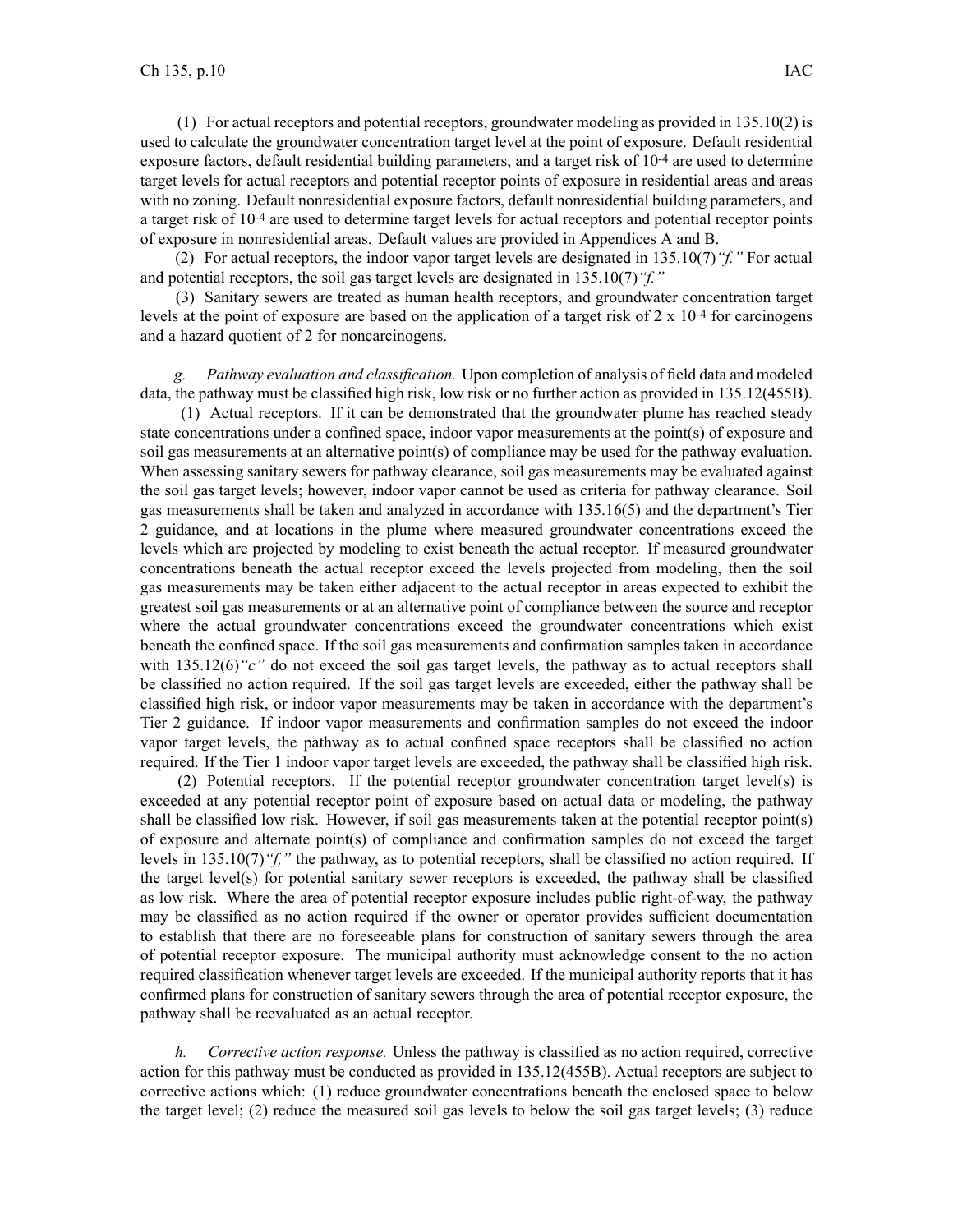(1) For actual receptors and potential receptors, groundwater modeling as provided in 135.10(2) is used to calculate the groundwater concentration target level at the point of exposure. Default residential exposure factors, default residential building parameters, and a target risk of $10^{-4}$ are used to determine target levels for actual receptors and potential receptor points of exposure in residential areas and areas with no zoning. Default nonresidential exposure factors, default nonresidential building parameters, and a target risk of $10^{-4}$ are used to determine target levels for actual receptors and potential receptor points of exposure in nonresidential areas. Default values are provided in Appendices A and B.

(2) For actual receptors, the indoor vapor target levels are designated in 135.10(7)*"f."* For actual and potential receptors, the soil gas target levels are designated in 135.10(7)*"f."*

(3) Sanitary sewers are treated as human health receptors, and groundwater concentration target levels at the point of exposure are based on the application of a target risk of $2 \times 10^{-4}$ for carcinogens and a hazard quotient of 2 for noncarcinogens.

*g. Pathway evaluation and classification.* Upon completion of analysis of field data and modeled data, the pathway must be classified high risk, low risk or no further action as provided in 135.12(455B).

(1) Actual receptors. If it can be demonstrated that the groundwater plume has reached steady state concentrations under a confined space, indoor vapor measurements at the point(s) of exposure and soil gas measurements at an alternative point(s) of compliance may be used for the pathway evaluation. When assessing sanitary sewers for pathway clearance, soil gas measurements may be evaluated against the soil gas target levels; however, indoor vapor cannot be used as criteria for pathway clearance. Soil gas measurements shall be taken and analyzed in accordance with 135.16(5) and the department's Tier 2 guidance, and at locations in the plume where measured groundwater concentrations exceed the levels which are projected by modeling to exist beneath the actual receptor. If measured groundwater concentrations beneath the actual receptor exceed the levels projected from modeling, then the soil gas measurements may be taken either adjacent to the actual receptor in areas expected to exhibit the greatest soil gas measurements or at an alternative point of compliance between the source and receptor where the actual groundwater concentrations exceed the groundwater concentrations which exist beneath the confined space. If the soil gas measurements and confirmation samples taken in accordance with 135.12(6)*"c"* do not exceed the soil gas target levels, the pathway as to actual receptors shall be classified no action required. If the soil gas target levels are exceeded, either the pathway shall be classified high risk, or indoor vapor measurements may be taken in accordance with the department's Tier 2 guidance. If indoor vapor measurements and confirmation samples do not exceed the indoor vapor target levels, the pathway as to actual confined space receptors shall be classified no action required. If the Tier 1 indoor vapor target levels are exceeded, the pathway shall be classified high risk.

(2) Potential receptors. If the potential receptor groundwater concentration target level(s) is exceeded at any potential receptor point of exposure based on actual data or modeling, the pathway shall be classified low risk. However, if soil gas measurements taken at the potential receptor point(s) of exposure and alternate point(s) of compliance and confirmation samples do not exceed the target levels in 135.10(7)*"f,"* the pathway, as to potential receptors, shall be classified no action required. If the target level(s) for potential sanitary sewer receptors is exceeded, the pathway shall be classified as low risk. Where the area of potential receptor exposure includes public right-of-way, the pathway may be classified as no action required if the owner or operator provides sufficient documentation to establish that there are no foreseeable plans for construction of sanitary sewers through the area of potential receptor exposure. The municipal authority must acknowledge consent to the no action required classification whenever target levels are exceeded. If the municipal authority reports that it has confirmed plans for construction of sanitary sewers through the area of potential receptor exposure, the pathway shall be reevaluated as an actual receptor.

*h. Corrective action response.* Unless the pathway is classified as no action required, corrective action for this pathway must be conducted as provided in 135.12(455B). Actual receptors are subject to corrective actions which: (1) reduce groundwater concentrations beneath the enclosed space to below the target level; (2) reduce the measured soil gas levels to below the soil gas target levels; (3) reduce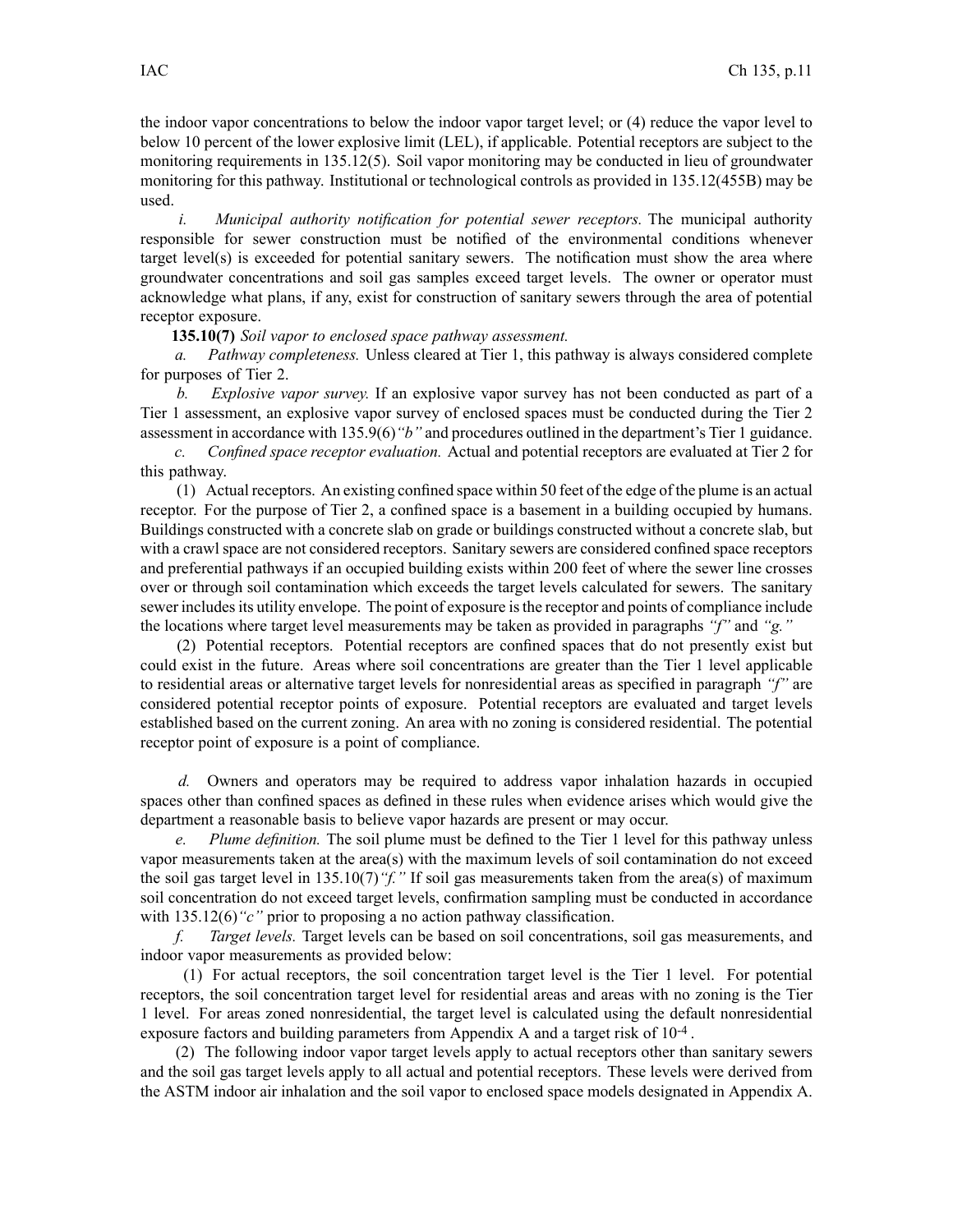the indoor vapor concentrations to below the indoor vapor target level; or (4) reduce the vapor level to below 10 percent of the lower explosive limit (LEL), if applicable. Potential receptors are subject to the monitoring requirements in 135.12(5). Soil vapor monitoring may be conducted in lieu of groundwater monitoring for this pathway. Institutional or technological controls as provided in 135.12(455B) may be used.

*i. Municipal authority notification for potential sewer receptors.* The municipal authority responsible for sewer construction must be notified of the environmental conditions whenever target level(s) is exceeded for potential sanitary sewers. The notification must show the area where groundwater concentrations and soil gas samples exceed target levels. The owner or operator must acknowledge what plans, if any, exist for construction of sanitary sewers through the area of potential receptor exposure.

**135.10(7)** *Soil vapor to enclosed space pathway assessment.*

*a. Pathway completeness.* Unless cleared at Tier 1, this pathway is always considered complete for purposes of Tier 2.

*b. Explosive vapor survey.* If an explosive vapor survey has not been conducted as part of a Tier 1 assessment, an explosive vapor survey of enclosed spaces must be conducted during the Tier 2 assessment in accordance with 135.9(6)*"b"* and procedures outlined in the department's Tier 1 guidance.

*c. Confined space receptor evaluation.* Actual and potential receptors are evaluated at Tier 2 for this pathway.

(1) Actual receptors. An existing confined space within 50 feet of the edge of the plume is an actual receptor. For the purpose of Tier 2, a confined space is a basement in a building occupied by humans. Buildings constructed with a concrete slab on grade or buildings constructed without a concrete slab, but with a crawl space are not considered receptors. Sanitary sewers are considered confined space receptors and preferential pathways if an occupied building exists within 200 feet of where the sewer line crosses over or through soil contamination which exceeds the target levels calculated for sewers. The sanitary sewer includes its utility envelope. The point of exposure is the receptor and points of compliance include the locations where target level measurements may be taken as provided in paragraphs *"f"* and *"g."*

(2) Potential receptors. Potential receptors are confined spaces that do not presently exist but could exist in the future. Areas where soil concentrations are greater than the Tier 1 level applicable to residential areas or alternative target levels for nonresidential areas as specified in paragraph *"f"* are considered potential receptor points of exposure. Potential receptors are evaluated and target levels established based on the current zoning. An area with no zoning is considered residential. The potential receptor point of exposure is a point of compliance.

*d.* Owners and operators may be required to address vapor inhalation hazards in occupied spaces other than confined spaces as defined in these rules when evidence arises which would give the department a reasonable basis to believe vapor hazards are present or may occur.

*e. Plume definition.* The soil plume must be defined to the Tier 1 level for this pathway unless vapor measurements taken at the area(s) with the maximum levels of soil contamination do not exceed the soil gas target level in 135.10(7)*"f."* If soil gas measurements taken from the area(s) of maximum soil concentration do not exceed target levels, confirmation sampling must be conducted in accordance with 135.12(6)*"c"* prior to proposing a no action pathway classification.

*f. Target levels.* Target levels can be based on soil concentrations, soil gas measurements, and indoor vapor measurements as provided below:

(1) For actual receptors, the soil concentration target level is the Tier 1 level. For potential receptors, the soil concentration target level for residential areas and areas with no zoning is the Tier 1 level. For areas zoned nonresidential, the target level is calculated using the default nonresidential exposure factors and building parameters from Appendix A and a target risk of $10^{-4}$.

(2) The following indoor vapor target levels apply to actual receptors other than sanitary sewers and the soil gas target levels apply to all actual and potential receptors. These levels were derived from the ASTM indoor air inhalation and the soil vapor to enclosed space models designated in Appendix A.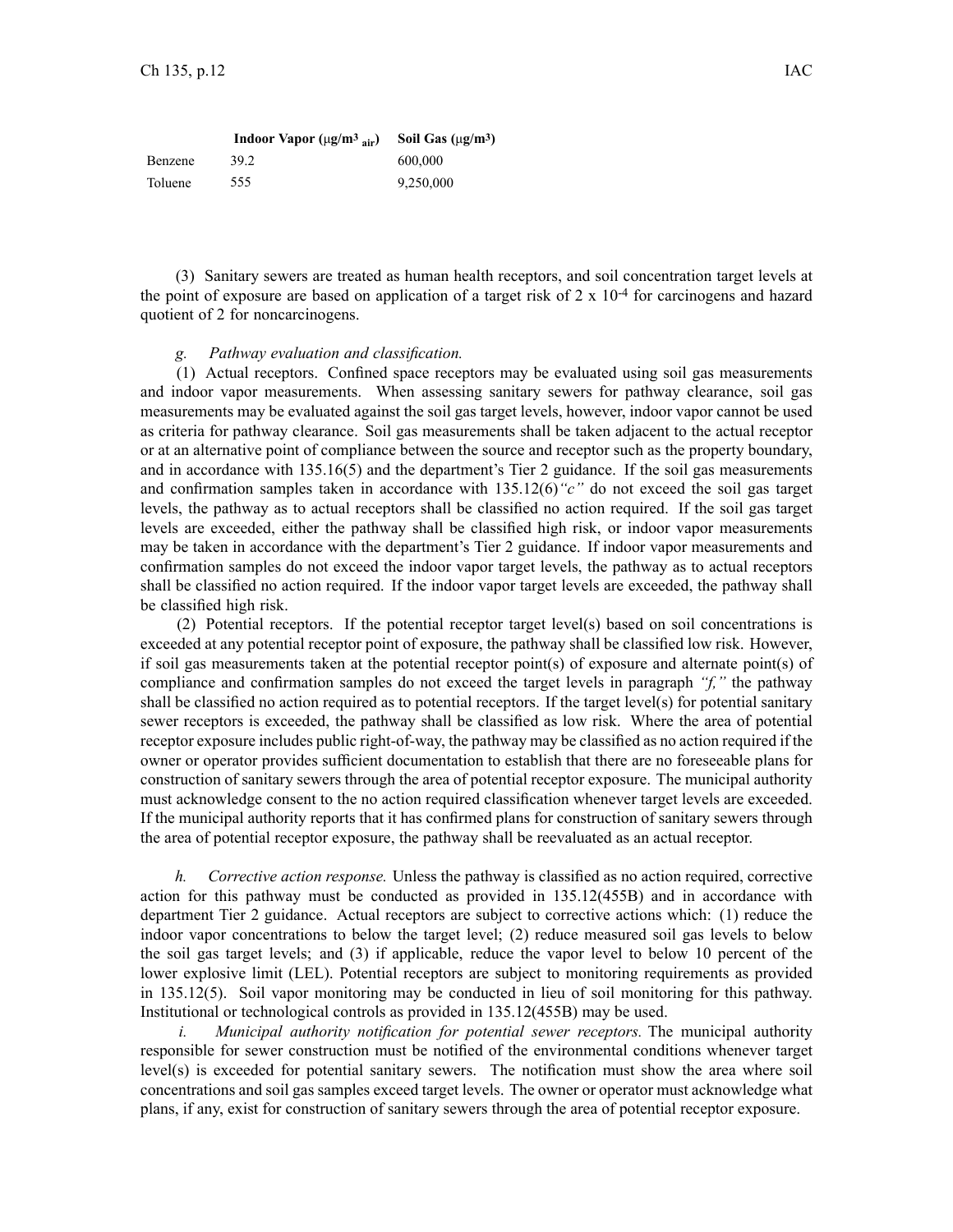| | Indoor Vapor ($\mu g/m^3{}_{air}$) | Soil Gas ($\mu g/m^3$) |
|---|---|---|
| Benzene | 39.2 | 600,000 |
| Toluene | 555 | 9,250,000 |

(3) Sanitary sewers are treated as human health receptors, and soil concentration target levels at the point of exposure are based on application of a target risk of 2 x $10^{-4}$ for carcinogens and hazard quotient of 2 for noncarcinogens.

*g. Pathway evaluation and classification.*

(1) Actual receptors. Confined space receptors may be evaluated using soil gas measurements and indoor vapor measurements. When assessing sanitary sewers for pathway clearance, soil gas measurements may be evaluated against the soil gas target levels, however, indoor vapor cannot be used as criteria for pathway clearance. Soil gas measurements shall be taken adjacent to the actual receptor or at an alternative point of compliance between the source and receptor such as the property boundary, and in accordance with 135.16(5) and the department's Tier 2 guidance. If the soil gas measurements and confirmation samples taken in accordance with 135.12(6)*"c"* do not exceed the soil gas target levels, the pathway as to actual receptors shall be classified no action required. If the soil gas target levels are exceeded, either the pathway shall be classified high risk, or indoor vapor measurements may be taken in accordance with the department's Tier 2 guidance. If indoor vapor measurements and confirmation samples do not exceed the indoor vapor target levels, the pathway as to actual receptors shall be classified no action required. If the indoor vapor target levels are exceeded, the pathway shall be classified high risk.

(2) Potential receptors. If the potential receptor target level(s) based on soil concentrations is exceeded at any potential receptor point of exposure, the pathway shall be classified low risk. However, if soil gas measurements taken at the potential receptor point(s) of exposure and alternate point(s) of compliance and confirmation samples do not exceed the target levels in paragraph *"f,"* the pathway shall be classified no action required as to potential receptors. If the target level(s) for potential sanitary sewer receptors is exceeded, the pathway shall be classified as low risk. Where the area of potential receptor exposure includes public right-of-way, the pathway may be classified as no action required if the owner or operator provides sufficient documentation to establish that there are no foreseeable plans for construction of sanitary sewers through the area of potential receptor exposure. The municipal authority must acknowledge consent to the no action required classification whenever target levels are exceeded. If the municipal authority reports that it has confirmed plans for construction of sanitary sewers through the area of potential receptor exposure, the pathway shall be reevaluated as an actual receptor.

*h. Corrective action response.* Unless the pathway is classified as no action required, corrective action for this pathway must be conducted as provided in 135.12(455B) and in accordance with department Tier 2 guidance. Actual receptors are subject to corrective actions which: (1) reduce the indoor vapor concentrations to below the target level; (2) reduce measured soil gas levels to below the soil gas target levels; and (3) if applicable, reduce the vapor level to below 10 percent of the lower explosive limit (LEL). Potential receptors are subject to monitoring requirements as provided in 135.12(5). Soil vapor monitoring may be conducted in lieu of soil monitoring for this pathway. Institutional or technological controls as provided in 135.12(455B) may be used.

*i. Municipal authority notification for potential sewer receptors.* The municipal authority responsible for sewer construction must be notified of the environmental conditions whenever target level(s) is exceeded for potential sanitary sewers. The notification must show the area where soil concentrations and soil gas samples exceed target levels. The owner or operator must acknowledge what plans, if any, exist for construction of sanitary sewers through the area of potential receptor exposure.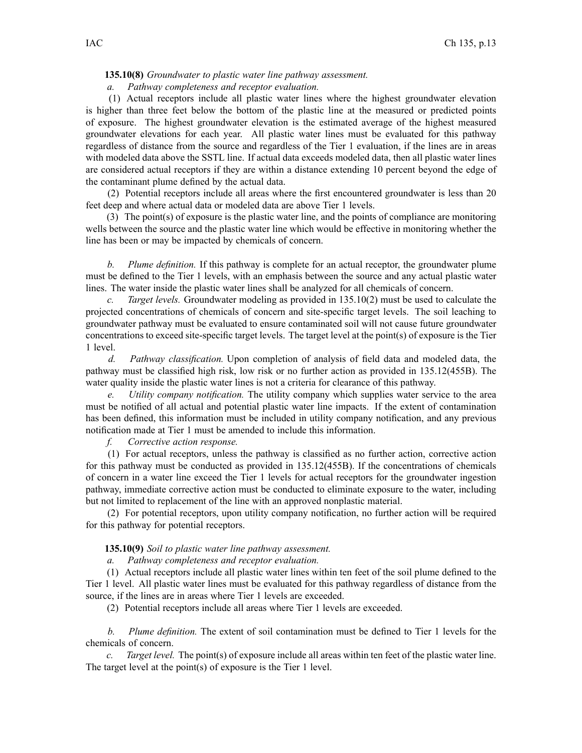**135.10(8)** *Groundwater to plastic water line pathway assessment.*

*a. Pathway completeness and receptor evaluation.*

(1) Actual receptors include all plastic water lines where the highest groundwater elevation is higher than three feet below the bottom of the plastic line at the measured or predicted points of exposure. The highest groundwater elevation is the estimated average of the highest measured groundwater elevations for each year. All plastic water lines must be evaluated for this pathway regardless of distance from the source and regardless of the Tier 1 evaluation, if the lines are in areas with modeled data above the SSTL line. If actual data exceeds modeled data, then all plastic water lines are considered actual receptors if they are within a distance extending 10 percent beyond the edge of the contaminant plume defined by the actual data.

(2) Potential receptors include all areas where the first encountered groundwater is less than 20 feet deep and where actual data or modeled data are above Tier 1 levels.

(3) The point(s) of exposure is the plastic water line, and the points of compliance are monitoring wells between the source and the plastic water line which would be effective in monitoring whether the line has been or may be impacted by chemicals of concern.

*b. Plume definition.* If this pathway is complete for an actual receptor, the groundwater plume must be defined to the Tier 1 levels, with an emphasis between the source and any actual plastic water lines. The water inside the plastic water lines shall be analyzed for all chemicals of concern.

*c. Target levels.* Groundwater modeling as provided in 135.10(2) must be used to calculate the projected concentrations of chemicals of concern and site-specific target levels. The soil leaching to groundwater pathway must be evaluated to ensure contaminated soil will not cause future groundwater concentrations to exceed site-specific target levels. The target level at the point(s) of exposure is the Tier 1 level.

*d. Pathway classification.* Upon completion of analysis of field data and modeled data, the pathway must be classified high risk, low risk or no further action as provided in 135.12(455B). The water quality inside the plastic water lines is not a criteria for clearance of this pathway.

*e. Utility company notification.* The utility company which supplies water service to the area must be notified of all actual and potential plastic water line impacts. If the extent of contamination has been defined, this information must be included in utility company notification, and any previous notification made at Tier 1 must be amended to include this information.

*f. Corrective action response.*

(1) For actual receptors, unless the pathway is classified as no further action, corrective action for this pathway must be conducted as provided in 135.12(455B). If the concentrations of chemicals of concern in a water line exceed the Tier 1 levels for actual receptors for the groundwater ingestion pathway, immediate corrective action must be conducted to eliminate exposure to the water, including but not limited to replacement of the line with an approved nonplastic material.

(2) For potential receptors, upon utility company notification, no further action will be required for this pathway for potential receptors.

**135.10(9)** *Soil to plastic water line pathway assessment.*

*a. Pathway completeness and receptor evaluation.*

(1) Actual receptors include all plastic water lines within ten feet of the soil plume defined to the Tier 1 level. All plastic water lines must be evaluated for this pathway regardless of distance from the source, if the lines are in areas where Tier 1 levels are exceeded.

(2) Potential receptors include all areas where Tier 1 levels are exceeded.

*b. Plume definition.* The extent of soil contamination must be defined to Tier 1 levels for the chemicals of concern.

*c. Target level.* The point(s) of exposure include all areas within ten feet of the plastic water line. The target level at the point(s) of exposure is the Tier 1 level.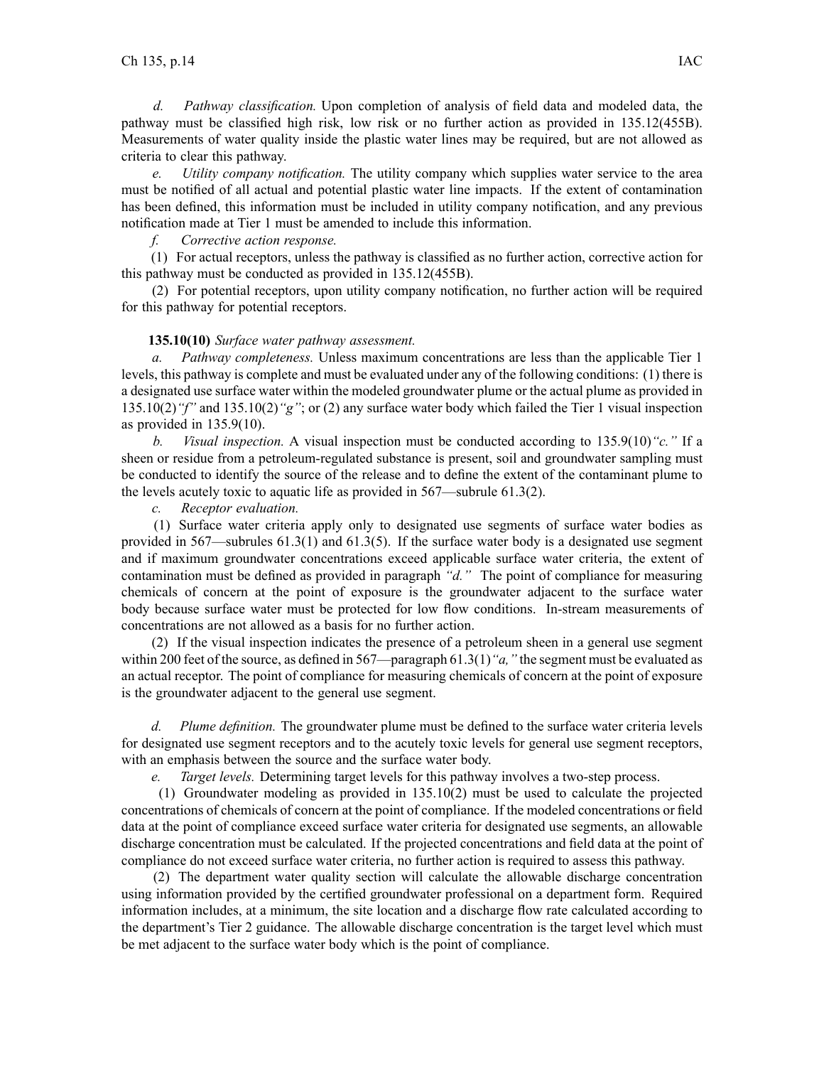*d. Pathway classification.* Upon completion of analysis of field data and modeled data, the pathway must be classified high risk, low risk or no further action as provided in 135.12(455B). Measurements of water quality inside the plastic water lines may be required, but are not allowed as criteria to clear this pathway.

*e. Utility company notification.* The utility company which supplies water service to the area must be notified of all actual and potential plastic water line impacts. If the extent of contamination has been defined, this information must be included in utility company notification, and any previous notification made at Tier 1 must be amended to include this information.

*f. Corrective action response.*

(1) For actual receptors, unless the pathway is classified as no further action, corrective action for this pathway must be conducted as provided in 135.12(455B).

(2) For potential receptors, upon utility company notification, no further action will be required for this pathway for potential receptors.

**135.10(10)** *Surface water pathway assessment.*

*a. Pathway completeness.* Unless maximum concentrations are less than the applicable Tier 1 levels, this pathway is complete and must be evaluated under any of the following conditions: (1) there is a designated use surface water within the modeled groundwater plume or the actual plume as provided in 135.10(2)*"f"* and 135.10(2)*"g"*; or (2) any surface water body which failed the Tier 1 visual inspection as provided in 135.9(10).

*b. Visual inspection.* A visual inspection must be conducted according to 135.9(10)*"c."* If a sheen or residue from a petroleum-regulated substance is present, soil and groundwater sampling must be conducted to identify the source of the release and to define the extent of the contaminant plume to the levels acutely toxic to aquatic life as provided in 567—subrule 61.3(2).

*c. Receptor evaluation.*

(1) Surface water criteria apply only to designated use segments of surface water bodies as provided in 567—subrules 61.3(1) and 61.3(5). If the surface water body is a designated use segment and if maximum groundwater concentrations exceed applicable surface water criteria, the extent of contamination must be defined as provided in paragraph *"d."* The point of compliance for measuring chemicals of concern at the point of exposure is the groundwater adjacent to the surface water body because surface water must be protected for low flow conditions. In-stream measurements of concentrations are not allowed as a basis for no further action.

(2) If the visual inspection indicates the presence of a petroleum sheen in a general use segment within 200 feet of the source, as defined in 567—paragraph 61.3(1)*"a,"* the segment must be evaluated as an actual receptor. The point of compliance for measuring chemicals of concern at the point of exposure is the groundwater adjacent to the general use segment.

*d. Plume definition.* The groundwater plume must be defined to the surface water criteria levels for designated use segment receptors and to the acutely toxic levels for general use segment receptors, with an emphasis between the source and the surface water body.

*e. Target levels.* Determining target levels for this pathway involves a two-step process.

(1) Groundwater modeling as provided in 135.10(2) must be used to calculate the projected concentrations of chemicals of concern at the point of compliance. If the modeled concentrations or field data at the point of compliance exceed surface water criteria for designated use segments, an allowable discharge concentration must be calculated. If the projected concentrations and field data at the point of compliance do not exceed surface water criteria, no further action is required to assess this pathway.

(2) The department water quality section will calculate the allowable discharge concentration using information provided by the certified groundwater professional on a department form. Required information includes, at a minimum, the site location and a discharge flow rate calculated according to the department's Tier 2 guidance. The allowable discharge concentration is the target level which must be met adjacent to the surface water body which is the point of compliance.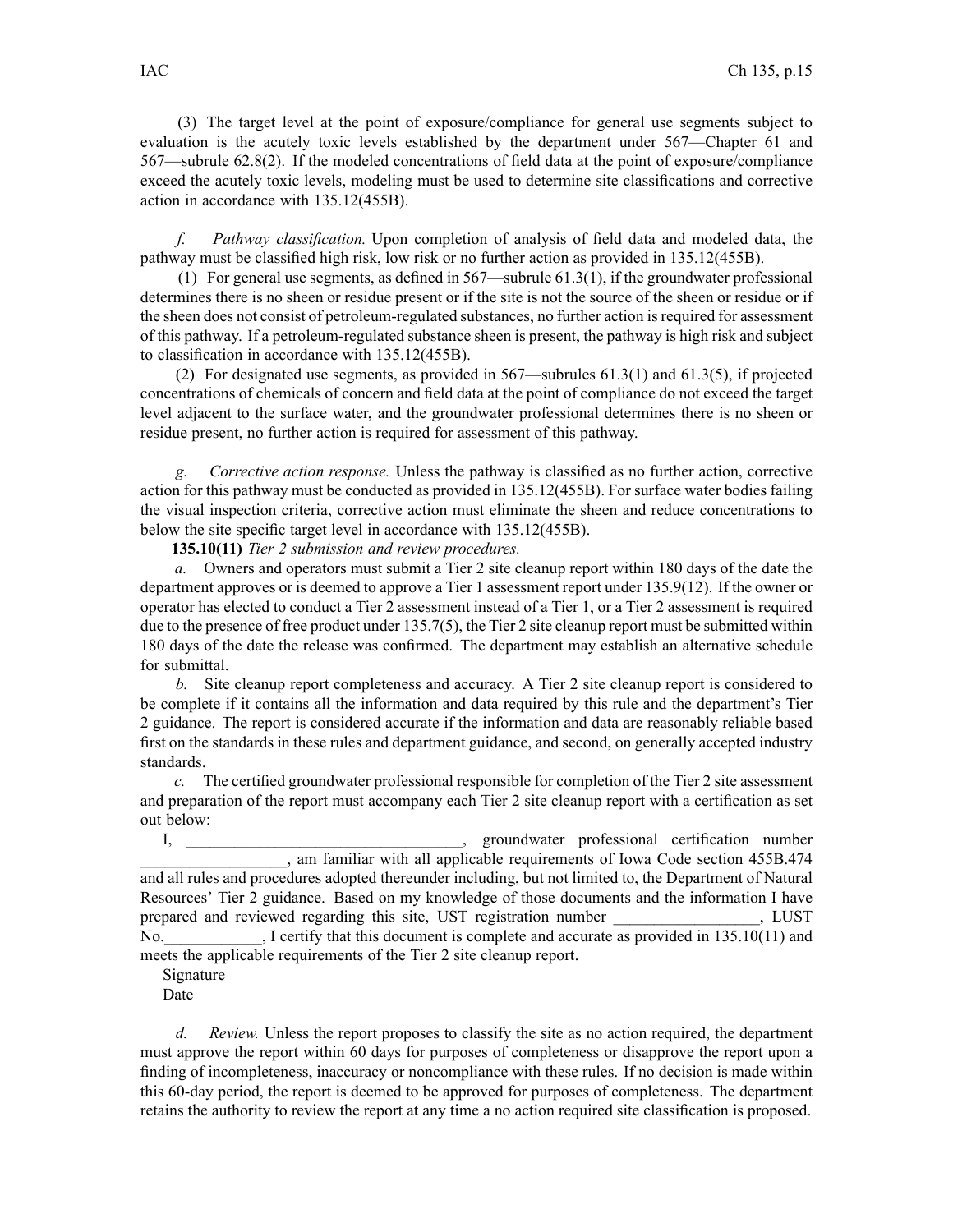(3) The target level at the point of exposure/compliance for general use segments subject to evaluation is the acutely toxic levels established by the department under 567—Chapter 61 and 567—subrule 62.8(2). If the modeled concentrations of field data at the point of exposure/compliance exceed the acutely toxic levels, modeling must be used to determine site classifications and corrective action in accordance with 135.12(455B).

*f. Pathway classification.* Upon completion of analysis of field data and modeled data, the pathway must be classified high risk, low risk or no further action as provided in 135.12(455B).

(1) For general use segments, as defined in 567—subrule 61.3(1), if the groundwater professional determines there is no sheen or residue present or if the site is not the source of the sheen or residue or if the sheen does not consist of petroleum-regulated substances, no further action is required for assessment of this pathway. If a petroleum-regulated substance sheen is present, the pathway is high risk and subject to classification in accordance with 135.12(455B).

(2) For designated use segments, as provided in 567—subrules 61.3(1) and 61.3(5), if projected concentrations of chemicals of concern and field data at the point of compliance do not exceed the target level adjacent to the surface water, and the groundwater professional determines there is no sheen or residue present, no further action is required for assessment of this pathway.

*g. Corrective action response.* Unless the pathway is classified as no further action, corrective action for this pathway must be conducted as provided in 135.12(455B). For surface water bodies failing the visual inspection criteria, corrective action must eliminate the sheen and reduce concentrations to below the site specific target level in accordance with 135.12(455B).

**135.10(11)** *Tier 2 submission and review procedures.*

*a.* Owners and operators must submit a Tier 2 site cleanup report within 180 days of the date the department approves or is deemed to approve a Tier 1 assessment report under 135.9(12). If the owner or operator has elected to conduct a Tier 2 assessment instead of a Tier 1, or a Tier 2 assessment is required due to the presence of free product under 135.7(5), the Tier 2 site cleanup report must be submitted within 180 days of the date the release was confirmed. The department may establish an alternative schedule for submittal.

*b.* Site cleanup report completeness and accuracy. A Tier 2 site cleanup report is considered to be complete if it contains all the information and data required by this rule and the department's Tier 2 guidance. The report is considered accurate if the information and data are reasonably reliable based first on the standards in these rules and department guidance, and second, on generally accepted industry standards.

*c.* The certified groundwater professional responsible for completion of the Tier 2 site assessment and preparation of the report must accompany each Tier 2 site cleanup report with a certification as set out below:

I, __________________________________, groundwater professional certification number __________________, am familiar with all applicable requirements of Iowa Code section 455B.474 and all rules and procedures adopted thereunder including, but not limited to, the Department of Natural Resources' Tier 2 guidance. Based on my knowledge of those documents and the information I have prepared and reviewed regarding this site, UST registration number __________________, LUST No.____________, I certify that this document is complete and accurate as provided in 135.10(11) and meets the applicable requirements of the Tier 2 site cleanup report.

Signature

Date

*d. Review.* Unless the report proposes to classify the site as no action required, the department must approve the report within 60 days for purposes of completeness or disapprove the report upon a finding of incompleteness, inaccuracy or noncompliance with these rules. If no decision is made within this 60-day period, the report is deemed to be approved for purposes of completeness. The department retains the authority to review the report at any time a no action required site classification is proposed.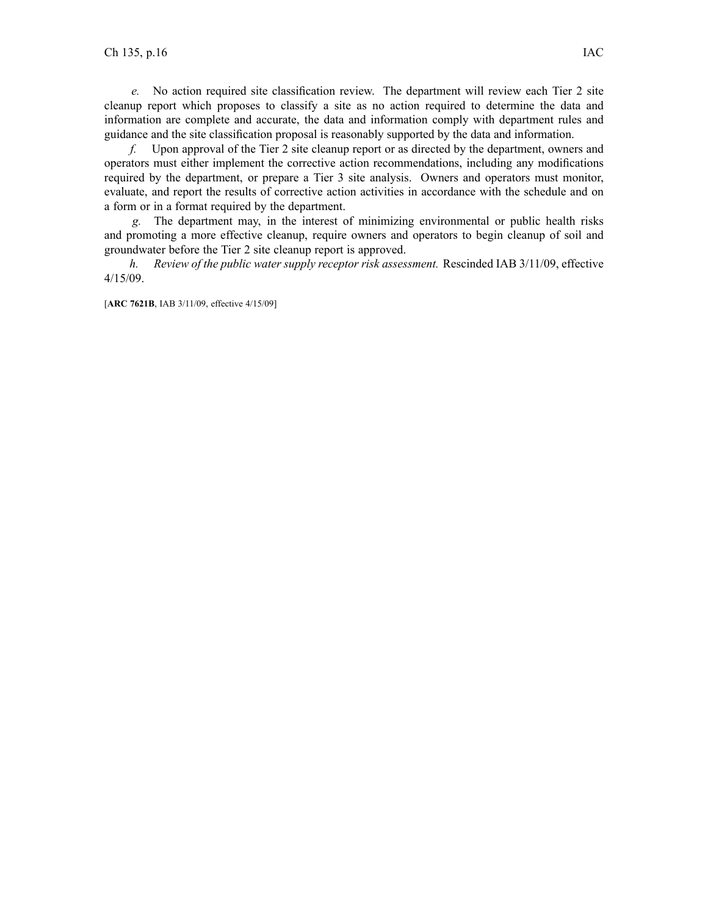*e.* No action required site classification review. The department will review each Tier 2 site cleanup report which proposes to classify a site as no action required to determine the data and information are complete and accurate, the data and information comply with department rules and guidance and the site classification proposal is reasonably supported by the data and information.

*f.* Upon approval of the Tier 2 site cleanup report or as directed by the department, owners and operators must either implement the corrective action recommendations, including any modifications required by the department, or prepare a Tier 3 site analysis. Owners and operators must monitor, evaluate, and report the results of corrective action activities in accordance with the schedule and on a form or in a format required by the department.

*g.* The department may, in the interest of minimizing environmental or public health risks and promoting a more effective cleanup, require owners and operators to begin cleanup of soil and groundwater before the Tier 2 site cleanup report is approved.

*h.* *Review of the public water supply receptor risk assessment.* Rescinded IAB 3/11/09, effective 4/15/09.

[**ARC 7621B**, IAB 3/11/09, effective 4/15/09]